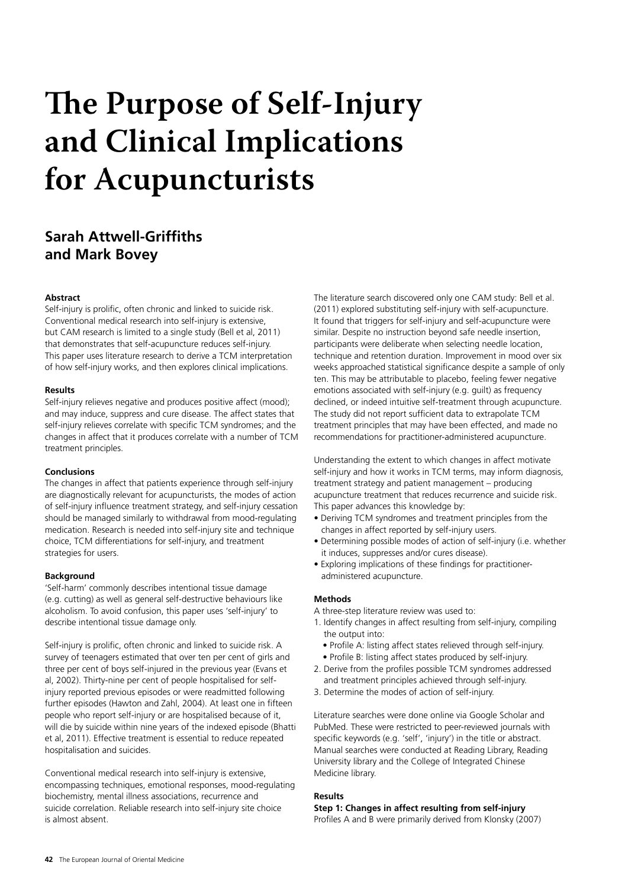# The Purpose of Self-Injury and Clinical Implications for Acupuncturists

## Sarah Attwell-Griffiths and Mark Bovey

### Abstract

Self-injury is prolific, often chronic and linked to suicide risk. Conventional medical research into self-injury is extensive, but CAM research is limited to a single study (Bell et al, 2011) that demonstrates that self-acupuncture reduces self-injury. This paper uses literature research to derive a TCM interpretation of how self-injury works, and then explores clinical implications.

### Results

Self-injury relieves negative and produces positive affect (mood); and may induce, suppress and cure disease. The affect states that self-injury relieves correlate with specific TCM syndromes; and the changes in affect that it produces correlate with a number of TCM treatment principles.

### Conclusions

The changes in affect that patients experience through self-injury are diagnostically relevant for acupuncturists, the modes of action of self-injury influence treatment strategy, and self-injury cessation should be managed similarly to withdrawal from mood-regulating medication. Research is needed into self-injury site and technique choice, TCM differentiations for self-injury, and treatment strategies for users.

### Background

'Self-harm' commonly describes intentional tissue damage (e.g. cutting) as well as general self-destructive behaviours like alcoholism. To avoid confusion, this paper uses 'self-injury' to describe intentional tissue damage only.

Self-injury is prolific, often chronic and linked to suicide risk. A survey of teenagers estimated that over ten per cent of girls and three per cent of boys self-injured in the previous year (Evans et al, 2002). Thirty-nine per cent of people hospitalised for self-injury reported previous episodes or were readmitted following further episodes (Hawton and Zahl, 2004). At least one in fifteen people who report self-injury or are hospitalised because of it, will die by suicide within nine years of the indexed episode (Bhatti et al, 2011). Effective treatment is essential to reduce repeated hospitalisation and suicides.

Conventional medical research into self-injury is extensive, encompassing techniques, emotional responses, mood-regulating biochemistry, mental illness associations, recurrence and suicide correlation. Reliable research into self-injury site choice is almost absent.

The literature search discovered only one CAM study: Bell et al. (2011) explored substituting self-injury with self-acupuncture. It found that triggers for self-injury and self-acupuncture were similar. Despite no instruction beyond safe needle insertion, participants were deliberate when selecting needle location, technique and retention duration. Improvement in mood over six weeks approached statistical significance despite a sample of only ten. This may be attributable to placebo, feeling fewer negative emotions associated with self-injury (e.g. guilt) as frequency declined, or indeed intuitive self-treatment through acupuncture. The study did not report sufficient data to extrapolate TCM treatment principles that may have been effected, and made no recommendations for practitioner-administered acupuncture.

Understanding the extent to which changes in affect motivate self-injury and how it works in TCM terms, may inform diagnosis, treatment strategy and patient management – producing acupuncture treatment that reduces recurrence and suicide risk. This paper advances this knowledge by:

- Deriving TCM syndromes and treatment principles from the changes in affect reported by self-injury users.
- Determining possible modes of action of self-injury (i.e. whether it induces, suppresses and/or cures disease).
- Exploring implications of these findings for practitioner-administered acupuncture.

### Methods

A three-step literature review was used to:

1. Identify changes in affect resulting from self-injury, compiling the output into:
   - Profile A: listing affect states relieved through self-injury.
   - Profile B: listing affect states produced by self-injury.
2. Derive from the profiles possible TCM syndromes addressed and treatment principles achieved through self-injury.
3. Determine the modes of action of self-injury.

Literature searches were done online via Google Scholar and PubMed. These were restricted to peer-reviewed journals with specific keywords (e.g. 'self', 'injury') in the title or abstract. Manual searches were conducted at Reading Library, Reading University library and the College of Integrated Chinese Medicine library.

### Results

**Step 1: Changes in affect resulting from self-injury**

Profiles A and B were primarily derived from Klonsky (2007)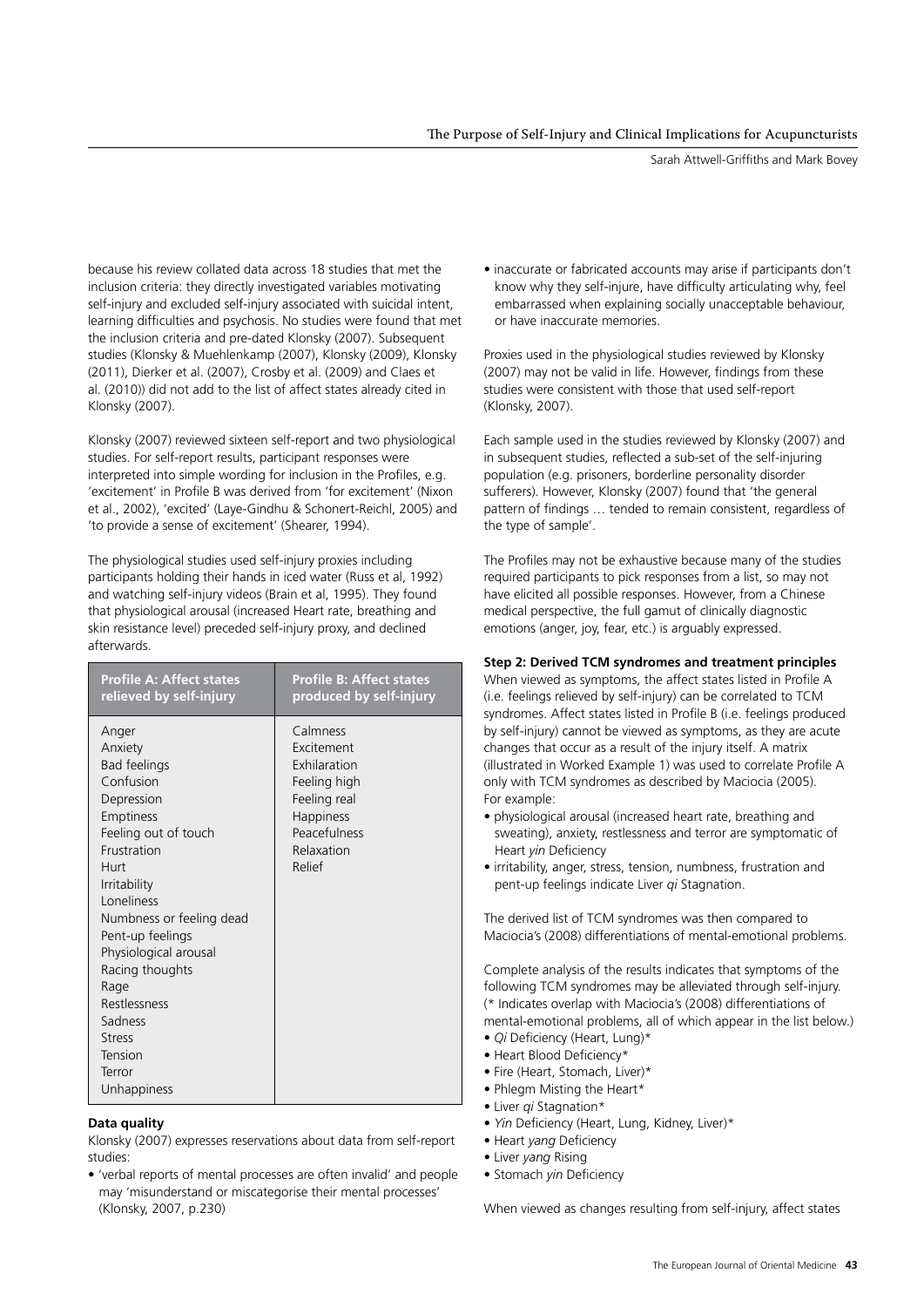because his review collated data across 18 studies that met the inclusion criteria: they directly investigated variables motivating self-injury and excluded self-injury associated with suicidal intent, learning difficulties and psychosis. No studies were found that met the inclusion criteria and pre-dated Klonsky (2007). Subsequent studies (Klonsky & Muehlenkamp (2007), Klonsky (2009), Klonsky (2011), Dierker et al. (2007), Crosby et al. (2009) and Claes et al. (2010)) did not add to the list of affect states already cited in Klonsky (2007).

Klonsky (2007) reviewed sixteen self-report and two physiological studies. For self-report results, participant responses were interpreted into simple wording for inclusion in the Profiles, e.g. 'excitement' in Profile B was derived from 'for excitement' (Nixon et al., 2002), 'excited' (Laye-Gindhu & Schonert-Reichl, 2005) and 'to provide a sense of excitement' (Shearer, 1994).

The physiological studies used self-injury proxies including participants holding their hands in iced water (Russ et al, 1992) and watching self-injury videos (Brain et al, 1995). They found that physiological arousal (increased Heart rate, breathing and skin resistance level) preceded self-injury proxy, and declined afterwards.

| Profile A: Affect states relieved by self-injury | Profile B: Affect states produced by self-injury |
|---|---|
| Anger | Calmness |
| Anxiety | Excitement |
| Bad feelings | Exhilaration |
| Confusion | Feeling high |
| Depression | Feeling real |
| Emptiness | Happiness |
| Feeling out of touch | Peacefulness |
| Frustration | Relaxation |
| Hurt | Relief |
| Irritability | |
| Loneliness | |
| Numbness or feeling dead | |
| Pent-up feelings | |
| Physiological arousal | |
| Racing thoughts | |
| Rage | |
| Restlessness | |
| Sadness | |
| Stress | |
| Tension | |
| Terror | |
| Unhappiness | |

**Data quality**

Klonsky (2007) expresses reservations about data from self-report studies:

- 'verbal reports of mental processes are often invalid' and people may 'misunderstand or miscategorise their mental processes' (Klonsky, 2007, p.230)
- inaccurate or fabricated accounts may arise if participants don't know why they self-injure, have difficulty articulating why, feel embarrassed when explaining socially unacceptable behaviour, or have inaccurate memories.

Proxies used in the physiological studies reviewed by Klonsky (2007) may not be valid in life. However, findings from these studies were consistent with those that used self-report (Klonsky, 2007).

Each sample used in the studies reviewed by Klonsky (2007) and in subsequent studies, reflected a sub-set of the self-injuring population (e.g. prisoners, borderline personality disorder sufferers). However, Klonsky (2007) found that 'the general pattern of findings … tended to remain consistent, regardless of the type of sample'.

The Profiles may not be exhaustive because many of the studies required participants to pick responses from a list, so may not have elicited all possible responses. However, from a Chinese medical perspective, the full gamut of clinically diagnostic emotions (anger, joy, fear, etc.) is arguably expressed.

**Step 2: Derived TCM syndromes and treatment principles**

When viewed as symptoms, the affect states listed in Profile A (i.e. feelings relieved by self-injury) can be correlated to TCM syndromes. Affect states listed in Profile B (i.e. feelings produced by self-injury) cannot be viewed as symptoms, as they are acute changes that occur as a result of the injury itself. A matrix (illustrated in Worked Example 1) was used to correlate Profile A only with TCM syndromes as described by Maciocia (2005). For example:

- physiological arousal (increased heart rate, breathing and sweating), anxiety, restlessness and terror are symptomatic of Heart *yin* Deficiency
- irritability, anger, stress, tension, numbness, frustration and pent-up feelings indicate Liver *qi* Stagnation.

The derived list of TCM syndromes was then compared to Maciocia's (2008) differentiations of mental-emotional problems.

Complete analysis of the results indicates that symptoms of the following TCM syndromes may be alleviated through self-injury. (* Indicates overlap with Maciocia's (2008) differentiations of mental-emotional problems, all of which appear in the list below.)

- *Qi* Deficiency (Heart, Lung)*
- Heart Blood Deficiency*
- Fire (Heart, Stomach, Liver)*
- Phlegm Misting the Heart*
- Liver *qi* Stagnation*
- *Yin* Deficiency (Heart, Lung, Kidney, Liver)*
- Heart *yang* Deficiency
- Liver *yang* Rising
- Stomach *yin* Deficiency

When viewed as changes resulting from self-injury, affect states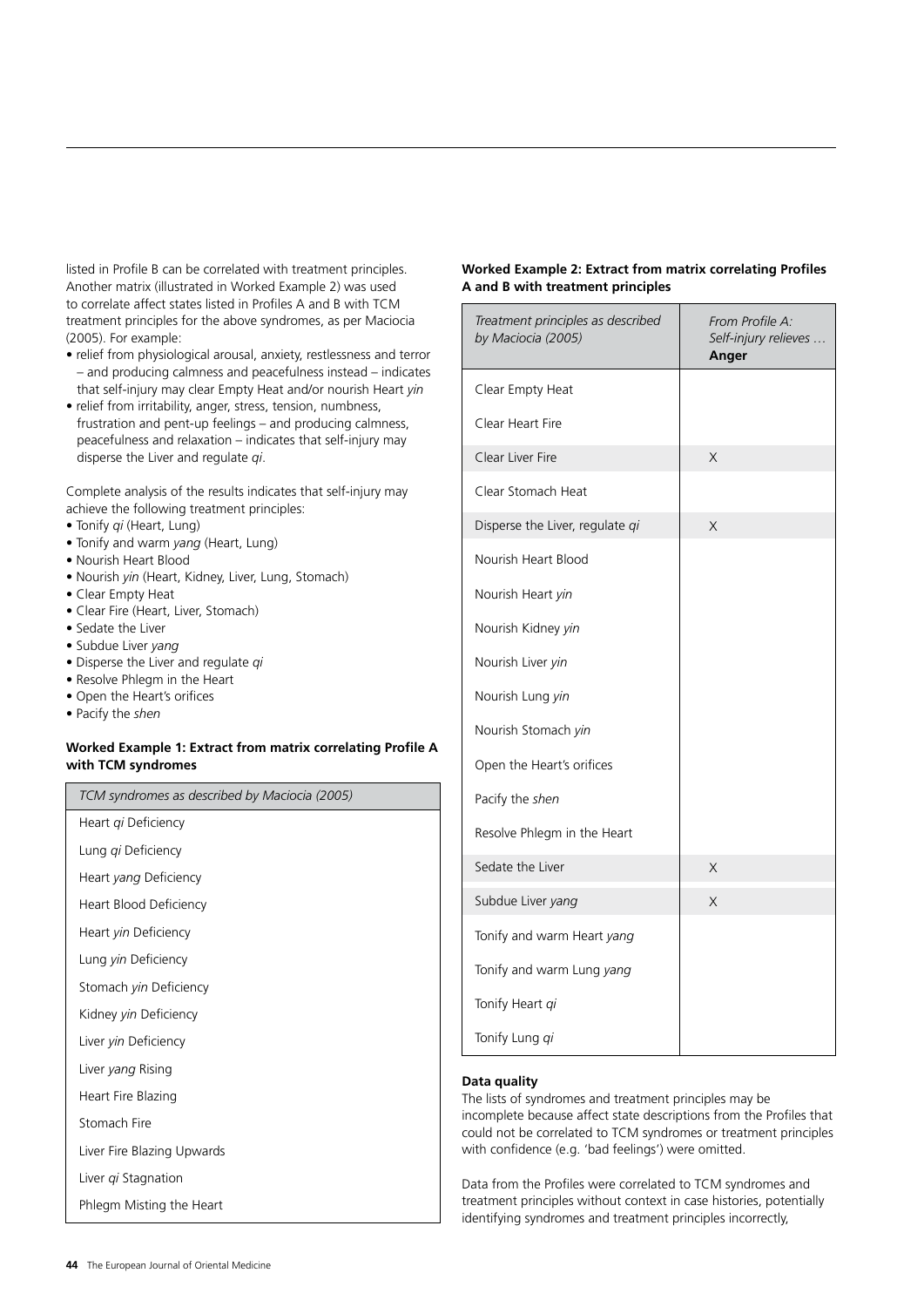listed in Profile B can be correlated with treatment principles. Another matrix (illustrated in Worked Example 2) was used to correlate affect states listed in Profiles A and B with TCM treatment principles for the above syndromes, as per Maciocia (2005). For example:

- relief from physiological arousal, anxiety, restlessness and terror – and producing calmness and peacefulness instead – indicates that self-injury may clear Empty Heat and/or nourish Heart *yin*
- relief from irritability, anger, stress, tension, numbness, frustration and pent-up feelings – and producing calmness, peacefulness and relaxation – indicates that self-injury may disperse the Liver and regulate *qi*.

Complete analysis of the results indicates that self-injury may achieve the following treatment principles:

- Tonify *qi* (Heart, Lung)
- Tonify and warm *yang* (Heart, Lung)
- Nourish Heart Blood
- Nourish *yin* (Heart, Kidney, Liver, Lung, Stomach)
- Clear Empty Heat
- Clear Fire (Heart, Liver, Stomach)
- Sedate the Liver
- Subdue Liver *yang*
- Disperse the Liver and regulate *qi*
- Resolve Phlegm in the Heart
- Open the Heart's orifices
- Pacify the *shen*

**Worked Example 1: Extract from matrix correlating Profile A with TCM syndromes**

| *TCM syndromes as described by Maciocia (2005)* |
|---|
| Heart *qi* Deficiency |
| Lung *qi* Deficiency |
| Heart *yang* Deficiency |
| Heart Blood Deficiency |
| Heart *yin* Deficiency |
| Lung *yin* Deficiency |
| Stomach *yin* Deficiency |
| Kidney *yin* Deficiency |
| Liver *yin* Deficiency |
| Liver *yang* Rising |
| Heart Fire Blazing |
| Stomach Fire |
| Liver Fire Blazing Upwards |
| Liver *qi* Stagnation |
| Phlegm Misting the Heart |

**Worked Example 2: Extract from matrix correlating Profiles A and B with treatment principles**

| *Treatment principles as described by Maciocia (2005)* | *From Profile A: Self-injury relieves …* **Anger** |
|---|---|
| Clear Empty Heat | |
| Clear Heart Fire | |
| Clear Liver Fire | X |
| Clear Stomach Heat | |
| Disperse the Liver, regulate *qi* | X |
| Nourish Heart Blood | |
| Nourish Heart *yin* | |
| Nourish Kidney *yin* | |
| Nourish Liver *yin* | |
| Nourish Lung *yin* | |
| Nourish Stomach *yin* | |
| Open the Heart's orifices | |
| Pacify the *shen* | |
| Resolve Phlegm in the Heart | |
| Sedate the Liver | X |
| Subdue Liver *yang* | X |
| Tonify and warm Heart *yang* | |
| Tonify and warm Lung *yang* | |
| Tonify Heart *qi* | |
| Tonify Lung *qi* | |

**Data quality**

The lists of syndromes and treatment principles may be incomplete because affect state descriptions from the Profiles that could not be correlated to TCM syndromes or treatment principles with confidence (e.g. 'bad feelings') were omitted.

Data from the Profiles were correlated to TCM syndromes and treatment principles without context in case histories, potentially identifying syndromes and treatment principles incorrectly,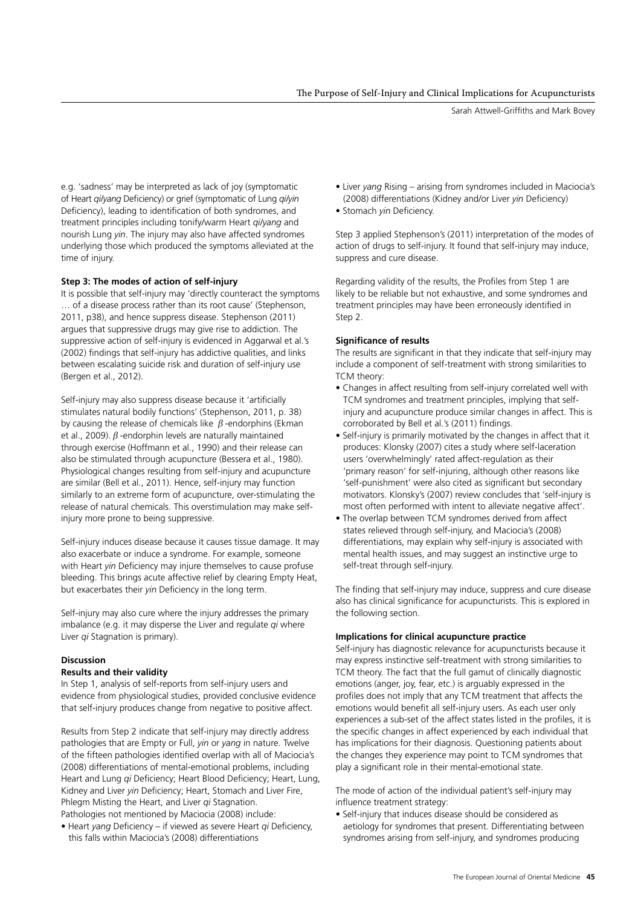e.g. 'sadness' may be interpreted as lack of joy (symptomatic of Heart *qi/yang* Deficiency) or grief (symptomatic of Lung *qi/yin* Deficiency), leading to identification of both syndromes, and treatment principles including tonify/warm Heart *qi/yang* and nourish Lung *yin*. The injury may also have affected syndromes underlying those which produced the symptoms alleviated at the time of injury.

**Step 3: The modes of action of self-injury**

It is possible that self-injury may 'directly counteract the symptoms … of a disease process rather than its root cause' (Stephenson, 2011, p38), and hence suppress disease. Stephenson (2011) argues that suppressive drugs may give rise to addiction. The suppressive action of self-injury is evidenced in Aggarwal et al.'s (2002) findings that self-injury has addictive qualities, and links between escalating suicide risk and duration of self-injury use (Bergen et al., 2012).

Self-injury may also suppress disease because it 'artificially stimulates natural bodily functions' (Stephenson, 2011, p. 38) by causing the release of chemicals like $\beta$-endorphins (Ekman et al., 2009). $\beta$-endorphin levels are naturally maintained through exercise (Hoffmann et al., 1990) and their release can also be stimulated through acupuncture (Bessera et al., 1980). Physiological changes resulting from self-injury and acupuncture are similar (Bell et al., 2011). Hence, self-injury may function similarly to an extreme form of acupuncture, over-stimulating the release of natural chemicals. This overstimulation may make self-injury more prone to being suppressive.

Self-injury induces disease because it causes tissue damage. It may also exacerbate or induce a syndrome. For example, someone with Heart *yin* Deficiency may injure themselves to cause profuse bleeding. This brings acute affective relief by clearing Empty Heat, but exacerbates their *yin* Deficiency in the long term.

Self-injury may also cure where the injury addresses the primary imbalance (e.g. it may disperse the Liver and regulate *qi* where Liver *qi* Stagnation is primary).

**Discussion**

**Results and their validity**

In Step 1, analysis of self-reports from self-injury users and evidence from physiological studies, provided conclusive evidence that self-injury produces change from negative to positive affect.

Results from Step 2 indicate that self-injury may directly address pathologies that are Empty or Full, *yin* or *yang* in nature. Twelve of the fifteen pathologies identified overlap with all of Maciocia's (2008) differentiations of mental-emotional problems, including Heart and Lung *qi* Deficiency; Heart Blood Deficiency; Heart, Lung, Kidney and Liver *yin* Deficiency; Heart, Stomach and Liver Fire, Phlegm Misting the Heart, and Liver *qi* Stagnation.
Pathologies not mentioned by Maciocia (2008) include:

- Heart *yang* Deficiency – if viewed as severe Heart *qi* Deficiency, this falls within Maciocia's (2008) differentiations
- Liver *yang* Rising – arising from syndromes included in Maciocia's (2008) differentiations (Kidney and/or Liver *yin* Deficiency)
- Stomach *yin* Deficiency.

Step 3 applied Stephenson's (2011) interpretation of the modes of action of drugs to self-injury. It found that self-injury may induce, suppress and cure disease.

Regarding validity of the results, the Profiles from Step 1 are likely to be reliable but not exhaustive, and some syndromes and treatment principles may have been erroneously identified in Step 2.

**Significance of results**

The results are significant in that they indicate that self-injury may include a component of self-treatment with strong similarities to TCM theory:

- Changes in affect resulting from self-injury correlated well with TCM syndromes and treatment principles, implying that self-injury and acupuncture produce similar changes in affect. This is corroborated by Bell et al.'s (2011) findings.
- Self-injury is primarily motivated by the changes in affect that it produces: Klonsky (2007) cites a study where self-laceration users 'overwhelmingly' rated affect-regulation as their 'primary reason' for self-injuring, although other reasons like 'self-punishment' were also cited as significant but secondary motivators. Klonsky's (2007) review concludes that 'self-injury is most often performed with intent to alleviate negative affect'.
- The overlap between TCM syndromes derived from affect states relieved through self-injury, and Maciocia's (2008) differentiations, may explain why self-injury is associated with mental health issues, and may suggest an instinctive urge to self-treat through self-injury.

The finding that self-injury may induce, suppress and cure disease also has clinical significance for acupuncturists. This is explored in the following section.

**Implications for clinical acupuncture practice**

Self-injury has diagnostic relevance for acupuncturists because it may express instinctive self-treatment with strong similarities to TCM theory. The fact that the full gamut of clinically diagnostic emotions (anger, joy, fear, etc.) is arguably expressed in the profiles does not imply that any TCM treatment that affects the emotions would benefit all self-injury users. As each user only experiences a sub-set of the affect states listed in the profiles, it is the specific changes in affect experienced by each individual that has implications for their diagnosis. Questioning patients about the changes they experience may point to TCM syndromes that play a significant role in their mental-emotional state.

The mode of action of the individual patient's self-injury may influence treatment strategy:

- Self-injury that induces disease should be considered as aetiology for syndromes that present. Differentiating between syndromes arising from self-injury, and syndromes producing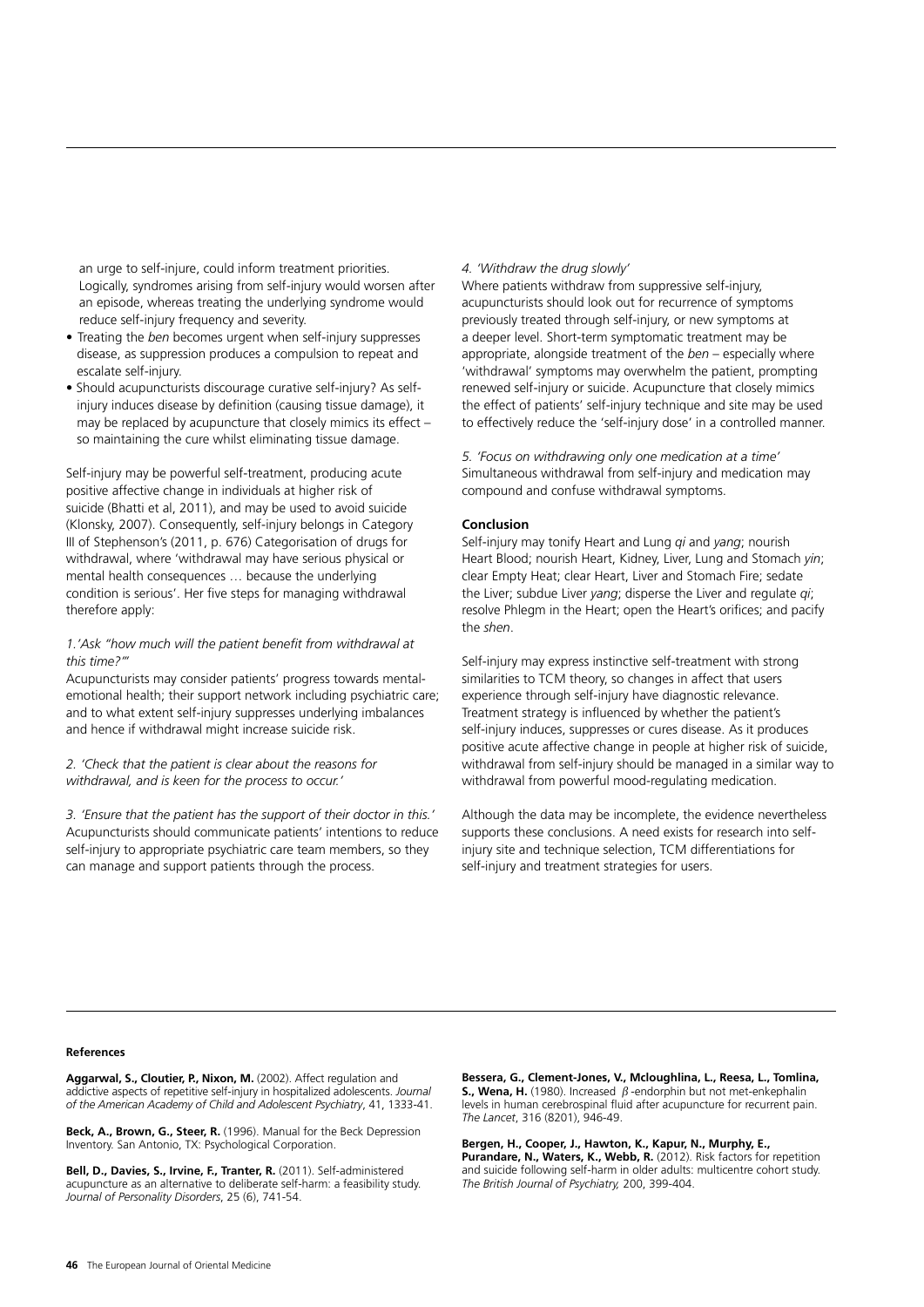an urge to self-injure, could inform treatment priorities. Logically, syndromes arising from self-injury would worsen after an episode, whereas treating the underlying syndrome would reduce self-injury frequency and severity.

- Treating the *ben* becomes urgent when self-injury suppresses disease, as suppression produces a compulsion to repeat and escalate self-injury.
- Should acupuncturists discourage curative self-injury? As self-injury induces disease by definition (causing tissue damage), it may be replaced by acupuncture that closely mimics its effect – so maintaining the cure whilst eliminating tissue damage.

Self-injury may be powerful self-treatment, producing acute positive affective change in individuals at higher risk of suicide (Bhatti et al, 2011), and may be used to avoid suicide (Klonsky, 2007). Consequently, self-injury belongs in Category III of Stephenson's (2011, p. 676) Categorisation of drugs for withdrawal, where 'withdrawal may have serious physical or mental health consequences … because the underlying condition is serious'. Her five steps for managing withdrawal therefore apply:

*1.'Ask "how much will the patient benefit from withdrawal at this time?"'*

Acupuncturists may consider patients' progress towards mental-emotional health; their support network including psychiatric care; and to what extent self-injury suppresses underlying imbalances and hence if withdrawal might increase suicide risk.

*2. 'Check that the patient is clear about the reasons for withdrawal, and is keen for the process to occur.'*

*3. 'Ensure that the patient has the support of their doctor in this.'* Acupuncturists should communicate patients' intentions to reduce self-injury to appropriate psychiatric care team members, so they can manage and support patients through the process.

*4. 'Withdraw the drug slowly'*

Where patients withdraw from suppressive self-injury, acupuncturists should look out for recurrence of symptoms previously treated through self-injury, or new symptoms at a deeper level. Short-term symptomatic treatment may be appropriate, alongside treatment of the *ben* – especially where 'withdrawal' symptoms may overwhelm the patient, prompting renewed self-injury or suicide. Acupuncture that closely mimics the effect of patients' self-injury technique and site may be used to effectively reduce the 'self-injury dose' in a controlled manner.

*5. 'Focus on withdrawing only one medication at a time'*

Simultaneous withdrawal from self-injury and medication may compound and confuse withdrawal symptoms.

**Conclusion**

Self-injury may tonify Heart and Lung *qi* and *yang*; nourish Heart Blood; nourish Heart, Kidney, Liver, Lung and Stomach *yin*; clear Empty Heat; clear Heart, Liver and Stomach Fire; sedate the Liver; subdue Liver *yang*; disperse the Liver and regulate *qi*; resolve Phlegm in the Heart; open the Heart's orifices; and pacify the *shen*.

Self-injury may express instinctive self-treatment with strong similarities to TCM theory, so changes in affect that users experience through self-injury have diagnostic relevance. Treatment strategy is influenced by whether the patient's self-injury induces, suppresses or cures disease. As it produces positive acute affective change in people at higher risk of suicide, withdrawal from self-injury should be managed in a similar way to withdrawal from powerful mood-regulating medication.

Although the data may be incomplete, the evidence nevertheless supports these conclusions. A need exists for research into self-injury site and technique selection, TCM differentiations for self-injury and treatment strategies for users.

**References**

**Aggarwal, S., Cloutier, P., Nixon, M.** (2002). Affect regulation and addictive aspects of repetitive self-injury in hospitalized adolescents. *Journal of the American Academy of Child and Adolescent Psychiatry*, 41, 1333-41.

**Beck, A., Brown, G., Steer, R.** (1996). Manual for the Beck Depression Inventory. San Antonio, TX: Psychological Corporation.

**Bell, D., Davies, S., Irvine, F., Tranter, R.** (2011). Self-administered acupuncture as an alternative to deliberate self-harm: a feasibility study. *Journal of Personality Disorders*, 25 (6), 741-54.

**Bessera, G., Clement-Jones, V., Mcloughlina, L., Reesa, L., Tomlina, S., Wena, H.** (1980). Increased $\beta$-endorphin but not met-enkephalin levels in human cerebrospinal fluid after acupuncture for recurrent pain. *The Lancet*, 316 (8201), 946-49.

**Bergen, H., Cooper, J., Hawton, K., Kapur, N., Murphy, E., Purandare, N., Waters, K., Webb, R.** (2012). Risk factors for repetition and suicide following self-harm in older adults: multicentre cohort study. *The British Journal of Psychiatry,* 200, 399-404.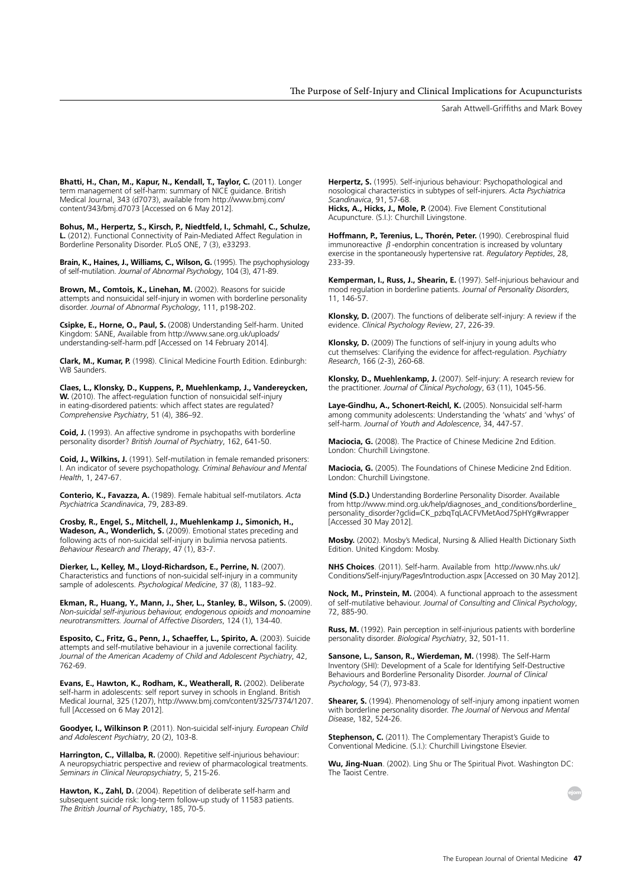**Bhatti, H., Chan, M., Kapur, N., Kendall, T., Taylor, C.** (2011). Longer term management of self-harm: summary of NICE guidance. British Medical Journal, 343 (d7073), available from http://www.bmj.com/content/343/bmj.d7073 [Accessed on 6 May 2012].

**Bohus, M., Herpertz, S., Kirsch, P., Niedtfeld, I., Schmahl, C., Schulze, L.** (2012). Functional Connectivity of Pain-Mediated Affect Regulation in Borderline Personality Disorder. PLoS ONE, 7 (3), e33293.

**Brain, K., Haines, J., Williams, C., Wilson, G.** (1995). The psychophysiology of self-mutilation. *Journal of Abnormal Psychology*, 104 (3), 471-89.

**Brown, M., Comtois, K., Linehan, M.** (2002). Reasons for suicide attempts and nonsuicidal self-injury in women with borderline personality disorder. *Journal of Abnormal Psychology*, 111, p198-202.

**Csipke, E., Horne, O., Paul, S.** (2008) Understanding Self-harm. United Kingdom: SANE, Available from http://www.sane.org.uk/uploads/understanding-self-harm.pdf [Accessed on 14 February 2014].

**Clark, M., Kumar, P.** (1998). Clinical Medicine Fourth Edition. Edinburgh: WB Saunders.

**Claes, L., Klonsky, D., Kuppens, P., Muehlenkamp, J., Vandereycken, W.** (2010). The affect-regulation function of nonsuicidal self-injury in eating-disordered patients: which affect states are regulated? *Comprehensive Psychiatry*, 51 (4), 386–92.

**Coid, J.** (1993). An affective syndrome in psychopaths with borderline personality disorder? *British Journal of Psychiatry*, 162, 641-50.

**Coid, J., Wilkins, J.** (1991). Self-mutilation in female remanded prisoners: I. An indicator of severe psychopathology. *Criminal Behaviour and Mental Health*, 1, 247-67.

**Conterio, K., Favazza, A.** (1989). Female habitual self-mutilators. *Acta Psychiatrica Scandinavica*, 79, 283-89.

**Crosby, R., Engel, S., Mitchell, J., Muehlenkamp J., Simonich, H., Wadeson, A., Wonderlich, S.** (2009). Emotional states preceding and following acts of non-suicidal self-injury in bulimia nervosa patients. *Behaviour Research and Therapy*, 47 (1), 83-7.

**Dierker, L., Kelley, M., Lloyd-Richardson, E., Perrine, N.** (2007). Characteristics and functions of non-suicidal self-injury in a community sample of adolescents. *Psychological Medicine*, 37 (8), 1183–92.

**Ekman, R., Huang, Y., Mann, J., Sher, L., Stanley, B., Wilson, S.** (2009). *Non-suicidal self-injurious behaviour, endogenous opioids and monoamine neurotransmitters. Journal of Affective Disorders*, 124 (1), 134-40.

**Esposito, C., Fritz, G., Penn, J., Schaeffer, L., Spirito, A.** (2003). Suicide attempts and self-mutilative behaviour in a juvenile correctional facility. *Journal of the American Academy of Child and Adolescent Psychiatry*, 42, 762-69.

**Evans, E., Hawton, K., Rodham, K., Weatherall, R.** (2002). Deliberate self-harm in adolescents: self report survey in schools in England. British Medical Journal, 325 (1207), http://www.bmj.com/content/325/7374/1207.full [Accessed on 6 May 2012].

**Goodyer, I., Wilkinson P.** (2011). Non-suicidal self-injury. *European Child and Adolescent Psychiatry*, 20 (2), 103-8.

**Harrington, C., Villalba, R.** (2000). Repetitive self-injurious behaviour: A neuropsychiatric perspective and review of pharmacological treatments. *Seminars in Clinical Neuropsychiatry*, 5, 215-26.

**Hawton, K., Zahl, D.** (2004). Repetition of deliberate self-harm and subsequent suicide risk: long-term follow-up study of 11583 patients. *The British Journal of Psychiatry*, 185, 70-5.

**Herpertz, S.** (1995). Self-injurious behaviour: Psychopathological and nosological characteristics in subtypes of self-injurers. *Acta Psychiatrica Scandinavica*, 91, 57-68.

**Hicks, A., Hicks, J., Mole, P.** (2004). Five Element Constitutional Acupuncture. (S.I.): Churchill Livingstone.

**Hoffmann, P., Terenius, L., Thorén, Peter.** (1990). Cerebrospinal fluid immunoreactive $\beta$-endorphin concentration is increased by voluntary exercise in the spontaneously hypertensive rat. *Regulatory Peptides*, 28, 233-39.

**Kemperman, I., Russ, J., Shearin, E.** (1997). Self-injurious behaviour and mood regulation in borderline patients. *Journal of Personality Disorders*, 11, 146-57.

**Klonsky, D.** (2007). The functions of deliberate self-injury: A review if the evidence. *Clinical Psychology Review*, 27, 226-39.

**Klonsky, D.** (2009) The functions of self-injury in young adults who cut themselves: Clarifying the evidence for affect-regulation. *Psychiatry Research*, 166 (2-3), 260-68.

**Klonsky, D., Muehlenkamp, J.** (2007). Self-injury: A research review for the practitioner. *Journal of Clinical Psychology*, 63 (11), 1045-56.

**Laye-Gindhu, A., Schonert-Reichl, K.** (2005). Nonsuicidal self-harm among community adolescents: Understanding the 'whats' and 'whys' of self-harm. *Journal of Youth and Adolescence*, 34, 447-57.

**Maciocia, G.** (2008). The Practice of Chinese Medicine 2nd Edition. London: Churchill Livingstone.

**Maciocia, G.** (2005). The Foundations of Chinese Medicine 2nd Edition. London: Churchill Livingstone.

**Mind (S.D.)** Understanding Borderline Personality Disorder. Available from http://www.mind.org.uk/help/diagnoses_and_conditions/borderline_personality_disorder?gclid=CK_pzbqTqLACFVMetAod7SpHYg#wrapper [Accessed 30 May 2012].

**Mosby.** (2002). Mosby's Medical, Nursing & Allied Health Dictionary Sixth Edition. United Kingdom: Mosby.

**NHS Choices**. (2011). Self-harm. Available from http://www.nhs.uk/Conditions/Self-injury/Pages/Introduction.aspx [Accessed on 30 May 2012].

**Nock, M., Prinstein, M.** (2004). A functional approach to the assessment of self-mutilative behaviour. *Journal of Consulting and Clinical Psychology*, 72, 885-90.

**Russ, M.** (1992). Pain perception in self-injurious patients with borderline personality disorder. *Biological Psychiatry*, 32, 501-11.

**Sansone, L., Sanson, R., Wierdeman, M.** (1998). The Self-Harm Inventory (SHI): Development of a Scale for Identifying Self-Destructive Behaviours and Borderline Personality Disorder. *Journal of Clinical Psychology*, 54 (7), 973-83.

**Shearer, S.** (1994). Phenomenology of self-injury among inpatient women with borderline personality disorder. *The Journal of Nervous and Mental Disease*, 182, 524-26.

**Stephenson, C.** (2011). The Complementary Therapist's Guide to Conventional Medicine. (S.I.): Churchill Livingstone Elsevier.

**Wu, Jing-Nuan**. (2002). Ling Shu or The Spiritual Pivot. Washington DC: The Taoist Centre.